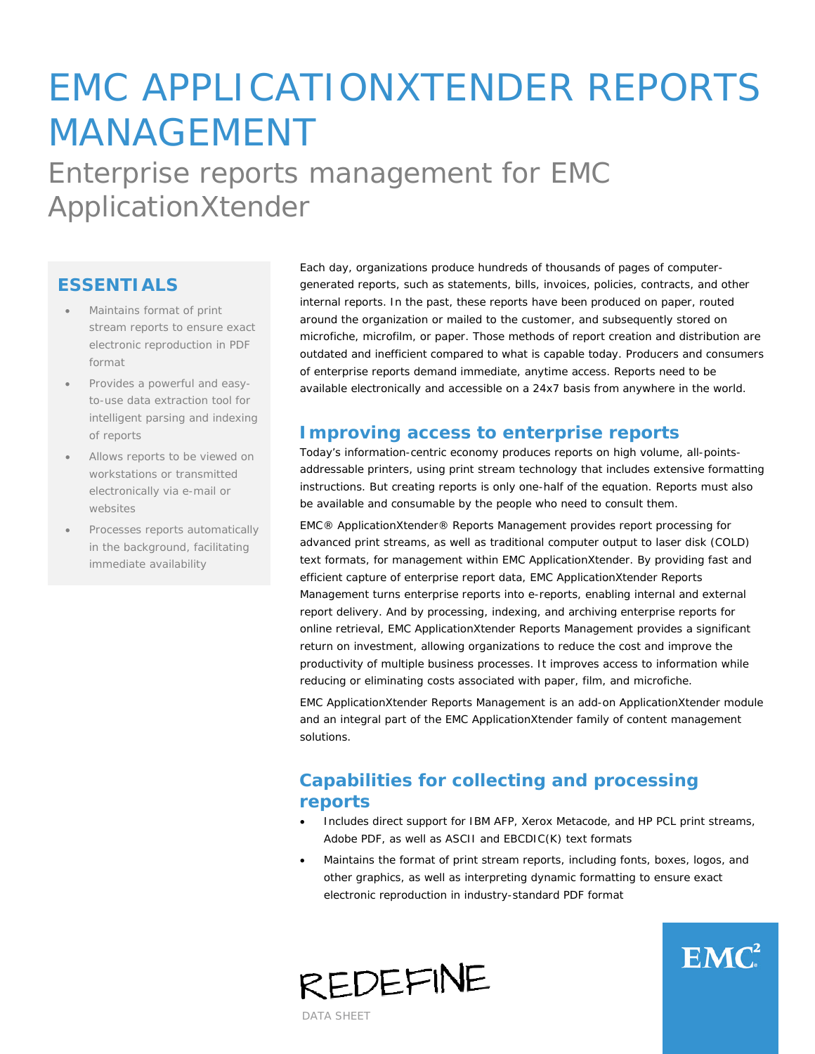# EMC APPLICATIONXTENDER REPORTS MANAGEMENT

## Enterprise reports management for EMC ApplicationXtender

### ESSENTIALS

- Maintains format of print stream reports to ensure exact electronic reproduction in PDF format
- Provides a powerful and easy-to-use data extraction tool for intelligent parsing and indexing of reports
- Allows reports to be viewed on workstations or transmitted electronically via e-mail or websites
- Processes reports automatically in the background, facilitating immediate availability

Each day, organizations produce hundreds of thousands of pages of computer-generated reports, such as statements, bills, invoices, policies, contracts, and other internal reports. In the past, these reports have been produced on paper, routed around the organization or mailed to the customer, and subsequently stored on microfiche, microfilm, or paper. Those methods of report creation and distribution are outdated and inefficient compared to what is capable today. Producers and consumers of enterprise reports demand immediate, anytime access. Reports need to be available electronically and accessible on a 24x7 basis from anywhere in the world.

## Improving access to enterprise reports

Today's information-centric economy produces reports on high volume, all-points-addressable printers, using print stream technology that includes extensive formatting instructions. But creating reports is only one-half of the equation. Reports must also be available and consumable by the people who need to consult them.

EMC® ApplicationXtender® Reports Management provides report processing for advanced print streams, as well as traditional computer output to laser disk (COLD) text formats, for management within EMC ApplicationXtender. By providing fast and efficient capture of enterprise report data, EMC ApplicationXtender Reports Management turns enterprise reports into e-reports, enabling internal and external report delivery. And by processing, indexing, and archiving enterprise reports for online retrieval, EMC ApplicationXtender Reports Management provides a significant return on investment, allowing organizations to reduce the cost and improve the productivity of multiple business processes. It improves access to information while reducing or eliminating costs associated with paper, film, and microfiche.

EMC ApplicationXtender Reports Management is an add-on ApplicationXtender module and an integral part of the EMC ApplicationXtender family of content management solutions.

## Capabilities for collecting and processing reports

- Includes direct support for IBM AFP, Xerox Metacode, and HP PCL print streams, Adobe PDF, as well as ASCII and EBCDIC(K) text formats
- Maintains the format of print stream reports, including fonts, boxes, logos, and other graphics, as well as interpreting dynamic formatting to ensure exact electronic reproduction in industry-standard PDF format

REDEFINE

DATA SHEET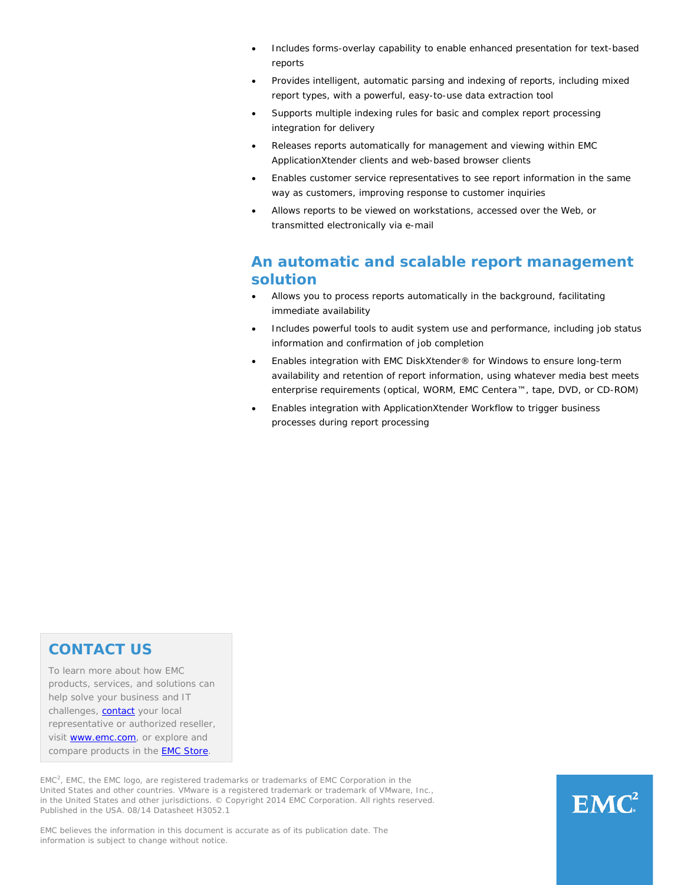- Includes forms-overlay capability to enable enhanced presentation for text-based reports
- Provides intelligent, automatic parsing and indexing of reports, including mixed report types, with a powerful, easy-to-use data extraction tool
- Supports multiple indexing rules for basic and complex report processing integration for delivery
- Releases reports automatically for management and viewing within EMC ApplicationXtender clients and web-based browser clients
- Enables customer service representatives to see report information in the same way as customers, improving response to customer inquiries
- Allows reports to be viewed on workstations, accessed over the Web, or transmitted electronically via e-mail

## An automatic and scalable report management solution

- Allows you to process reports automatically in the background, facilitating immediate availability
- Includes powerful tools to audit system use and performance, including job status information and confirmation of job completion
- Enables integration with EMC DiskXtender® for Windows to ensure long-term availability and retention of report information, using whatever media best meets enterprise requirements (optical, WORM, EMC Centera™, tape, DVD, or CD-ROM)
- Enables integration with ApplicationXtender Workflow to trigger business processes during report processing

## CONTACT US

To learn more about how EMC products, services, and solutions can help solve your business and IT challenges, contact your local representative or authorized reseller, visit www.emc.com, or explore and compare products in the EMC Store.

EMC², EMC, the EMC logo, are registered trademarks or trademarks of EMC Corporation in the United States and other countries. VMware is a registered trademark or trademark of VMware, Inc., in the United States and other jurisdictions. © Copyright 2014 EMC Corporation. All rights reserved. Published in the USA. 08/14 Datasheet H3052.1

EMC believes the information in this document is accurate as of its publication date. The information is subject to change without notice.

EMC²